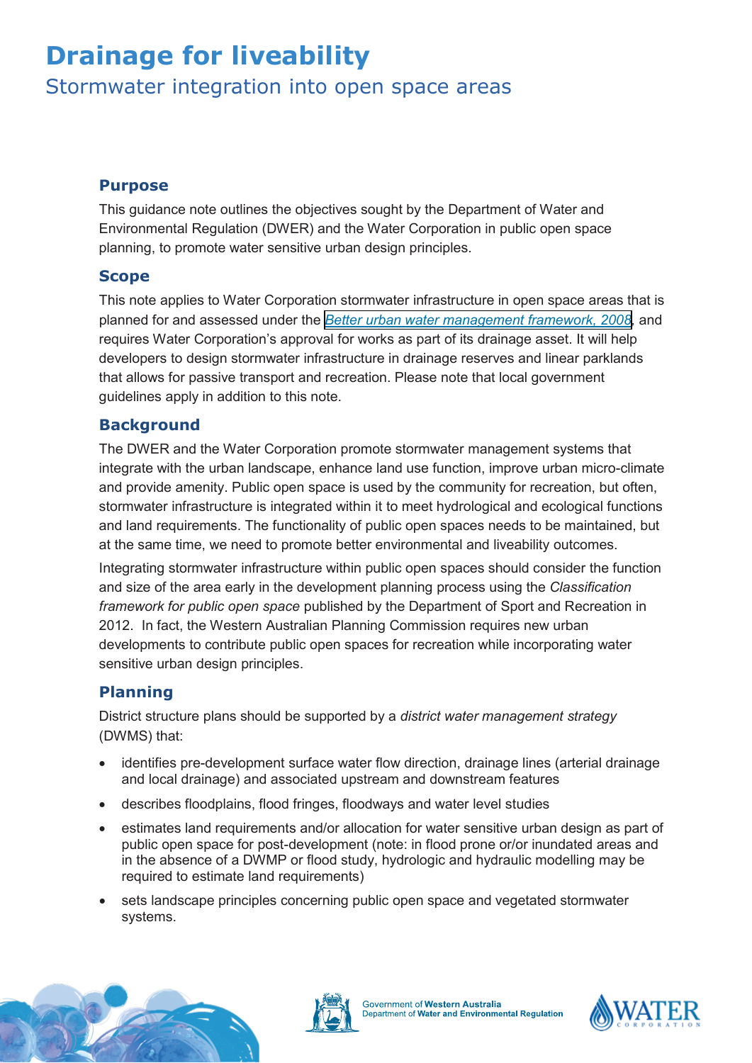# Drainage for liveability

Stormwater integration into open space areas

## Purpose

This guidance note outlines the objectives sought by the Department of Water and Environmental Regulation (DWER) and the Water Corporation in public open space planning, to promote water sensitive urban design principles.

## Scope

This note applies to Water Corporation stormwater infrastructure in open space areas that is planned for and assessed under the *Better urban water management framework, 2008*, and requires Water Corporation's approval for works as part of its drainage asset. It will help developers to design stormwater infrastructure in drainage reserves and linear parklands that allows for passive transport and recreation. Please note that local government guidelines apply in addition to this note.

## Background

The DWER and the Water Corporation promote stormwater management systems that integrate with the urban landscape, enhance land use function, improve urban micro-climate and provide amenity. Public open space is used by the community for recreation, but often, stormwater infrastructure is integrated within it to meet hydrological and ecological functions and land requirements. The functionality of public open spaces needs to be maintained, but at the same time, we need to promote better environmental and liveability outcomes.

Integrating stormwater infrastructure within public open spaces should consider the function and size of the area early in the development planning process using the *Classification framework for public open space* published by the Department of Sport and Recreation in 2012. In fact, the Western Australian Planning Commission requires new urban developments to contribute public open spaces for recreation while incorporating water sensitive urban design principles.

## Planning

District structure plans should be supported by a *district water management strategy* (DWMS) that:

- identifies pre-development surface water flow direction, drainage lines (arterial drainage and local drainage) and associated upstream and downstream features
- describes floodplains, flood fringes, floodways and water level studies
- estimates land requirements and/or allocation for water sensitive urban design as part of public open space for post-development (note: in flood prone or/or inundated areas and in the absence of a DWMP or flood study, hydrologic and hydraulic modelling may be required to estimate land requirements)
- sets landscape principles concerning public open space and vegetated stormwater systems.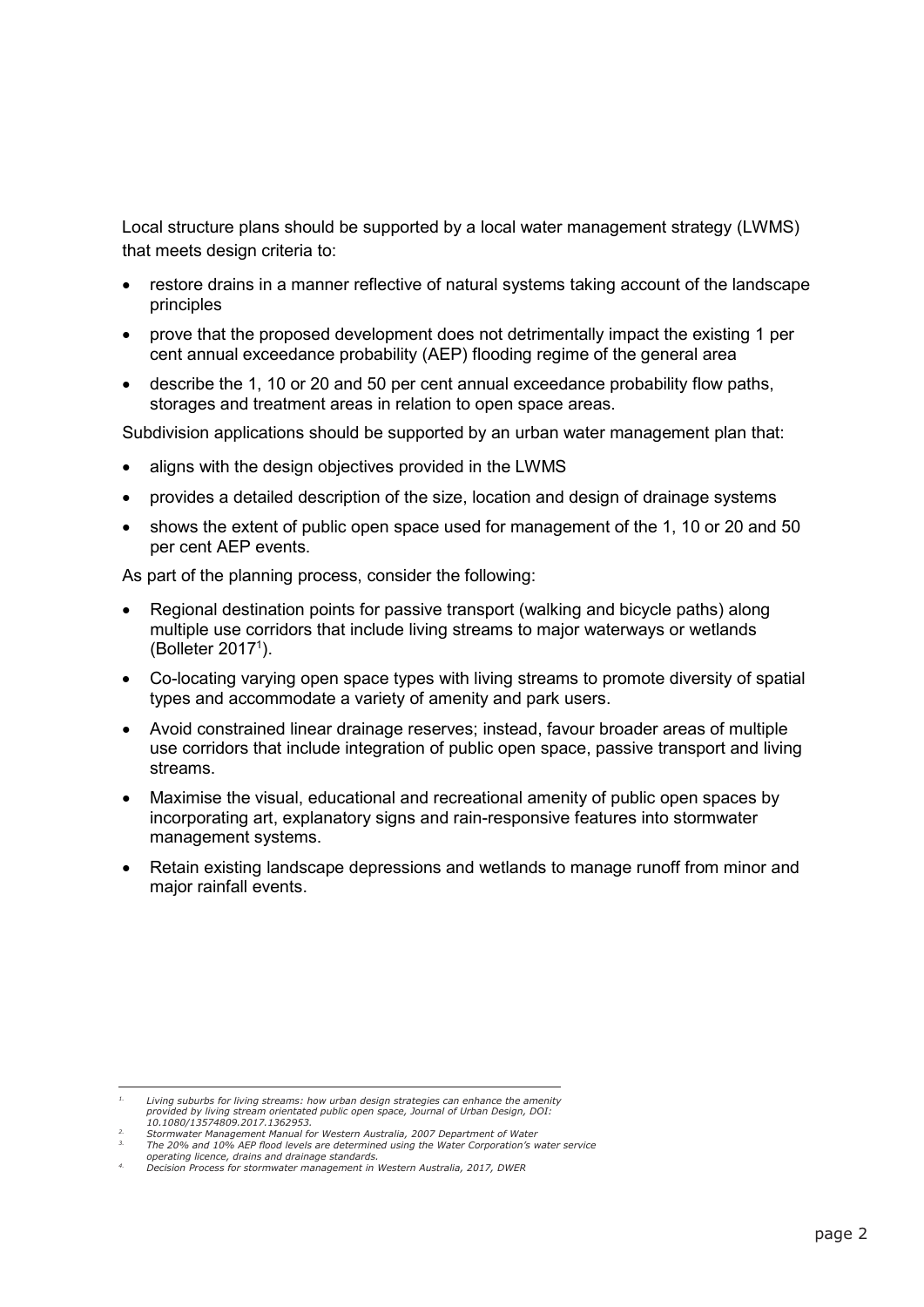Local structure plans should be supported by a local water management strategy (LWMS) that meets design criteria to:

- restore drains in a manner reflective of natural systems taking account of the landscape principles
- prove that the proposed development does not detrimentally impact the existing 1 per cent annual exceedance probability (AEP) flooding regime of the general area
- describe the 1, 10 or 20 and 50 per cent annual exceedance probability flow paths, storages and treatment areas in relation to open space areas.

Subdivision applications should be supported by an urban water management plan that:

- aligns with the design objectives provided in the LWMS
- provides a detailed description of the size, location and design of drainage systems
- shows the extent of public open space used for management of the 1, 10 or 20 and 50 per cent AEP events.

As part of the planning process, consider the following:

- Regional destination points for passive transport (walking and bicycle paths) along multiple use corridors that include living streams to major waterways or wetlands (Bolleter 2017[1]).
- Co-locating varying open space types with living streams to promote diversity of spatial types and accommodate a variety of amenity and park users.
- Avoid constrained linear drainage reserves; instead, favour broader areas of multiple use corridors that include integration of public open space, passive transport and living streams.
- Maximise the visual, educational and recreational amenity of public open spaces by incorporating art, explanatory signs and rain-responsive features into stormwater management systems.
- Retain existing landscape depressions and wetlands to manage runoff from minor and major rainfall events.

---

1. *Living suburbs for living streams: how urban design strategies can enhance the amenity provided by living stream orientated public open space, Journal of Urban Design, DOI: 10.1080/13574809.2017.1362953.*
2. *Stormwater Management Manual for Western Australia, 2007 Department of Water*
3. *The 20% and 10% AEP flood levels are determined using the Water Corporation's water service operating licence, drains and drainage standards.*
4. *Decision Process for stormwater management in Western Australia, 2017, DWER*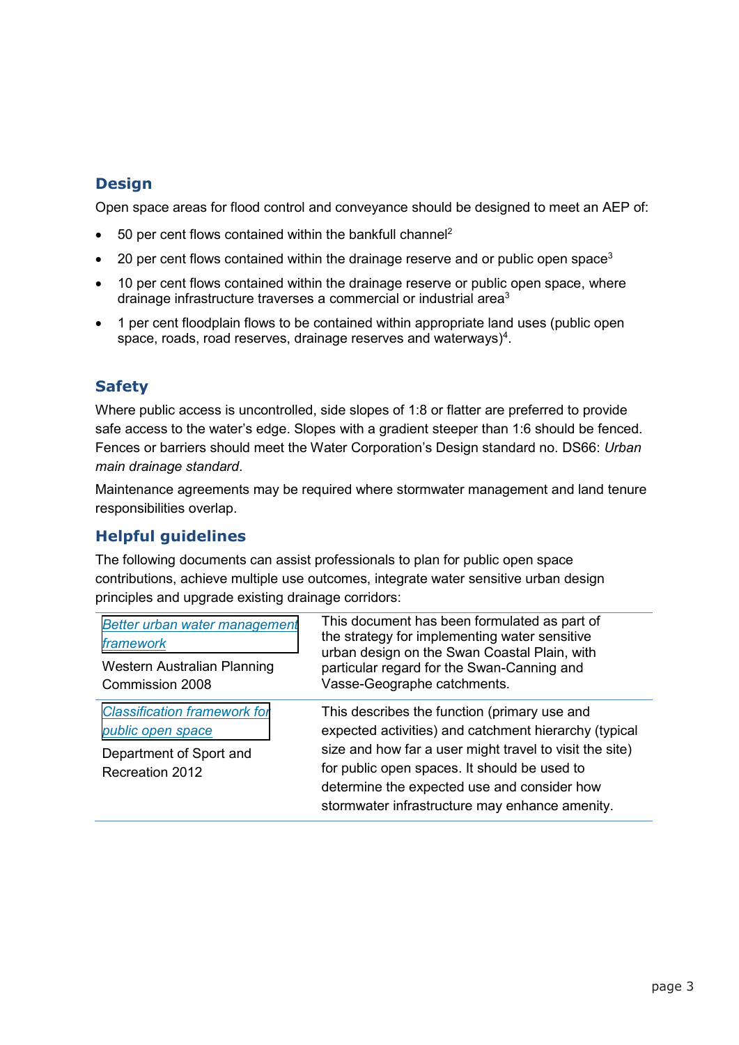## Design

Open space areas for flood control and conveyance should be designed to meet an AEP of:

- 50 per cent flows contained within the bankfull channel[2]
- 20 per cent flows contained within the drainage reserve and or public open space[3]
- 10 per cent flows contained within the drainage reserve or public open space, where drainage infrastructure traverses a commercial or industrial area[3]
- 1 per cent floodplain flows to be contained within appropriate land uses (public open space, roads, road reserves, drainage reserves and waterways)[4].

## Safety

Where public access is uncontrolled, side slopes of 1:8 or flatter are preferred to provide safe access to the water's edge. Slopes with a gradient steeper than 1:6 should be fenced. Fences or barriers should meet the Water Corporation's Design standard no. DS66: *Urban main drainage standard*.

Maintenance agreements may be required where stormwater management and land tenure responsibilities overlap.

## Helpful guidelines

The following documents can assist professionals to plan for public open space contributions, achieve multiple use outcomes, integrate water sensitive urban design principles and upgrade existing drainage corridors:

| | |
|---|---|
| *Better urban water management framework*<br>Western Australian Planning Commission 2008 | This document has been formulated as part of the strategy for implementing water sensitive urban design on the Swan Coastal Plain, with particular regard for the Swan-Canning and Vasse-Geographe catchments. |
| *Classification framework for public open space*<br>Department of Sport and Recreation 2012 | This describes the function (primary use and expected activities) and catchment hierarchy (typical size and how far a user might travel to visit the site) for public open spaces. It should be used to determine the expected use and consider how stormwater infrastructure may enhance amenity. |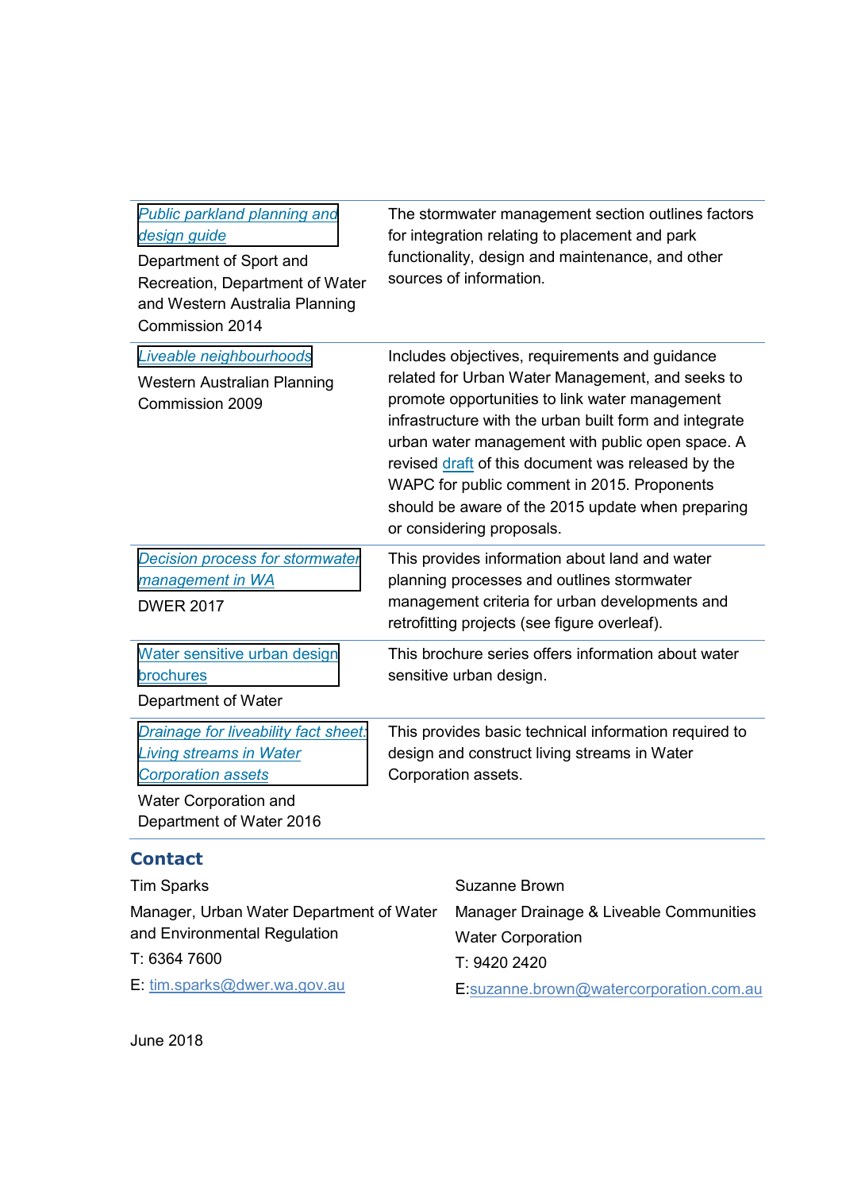| | |
|---|---|
| *Public parkland planning and design guide* Department of Sport and Recreation, Department of Water and Western Australia Planning Commission 2014 | The stormwater management section outlines factors for integration relating to placement and park functionality, design and maintenance, and other sources of information. |
| *Liveable neighbourhoods* Western Australian Planning Commission 2009 | Includes objectives, requirements and guidance related for Urban Water Management, and seeks to promote opportunities to link water management infrastructure with the urban built form and integrate urban water management with public open space. A revised draft of this document was released by the WAPC for public comment in 2015. Proponents should be aware of the 2015 update when preparing or considering proposals. |
| *Decision process for stormwater management in WA* DWER 2017 | This provides information about land and water planning processes and outlines stormwater management criteria for urban developments and retrofitting projects (see figure overleaf). |
| Water sensitive urban design brochures Department of Water | This brochure series offers information about water sensitive urban design. |
| *Drainage for liveability fact sheet: Living streams in Water Corporation assets* Water Corporation and Department of Water 2016 | This provides basic technical information required to design and construct living streams in Water Corporation assets. |

## Contact

Tim Sparks

Manager, Urban Water Department of Water and Environmental Regulation

T: 6364 7600

E: tim.sparks@dwer.wa.gov.au

Suzanne Brown

Manager Drainage & Liveable Communities

Water Corporation

T: 9420 2420

E:suzanne.brown@watercorporation.com.au

June 2018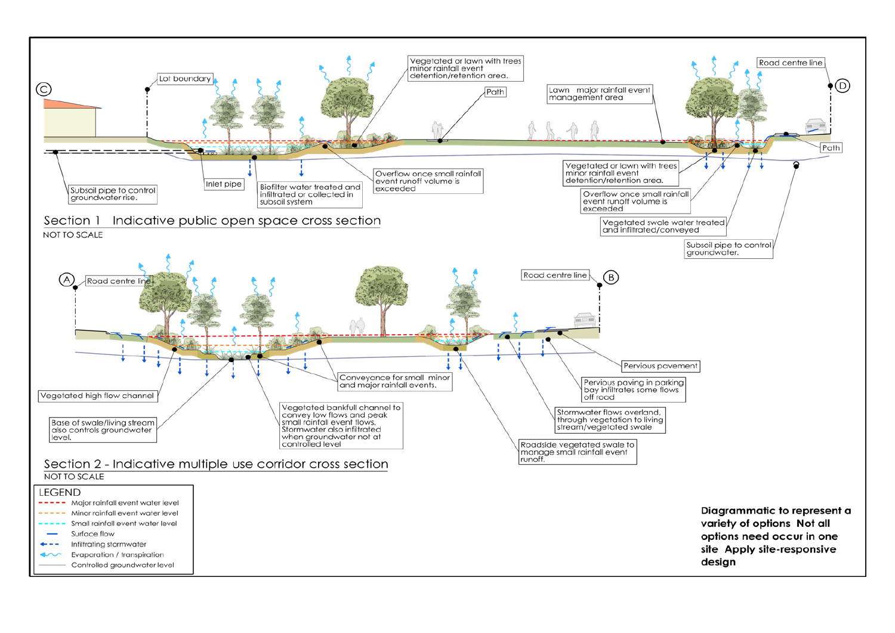C

Lot boundary

Vegetated or lawn with trees minor rainfall event detention/retention area.

Path

Lawn major rainfall event management area

Road centre line

D

Path

Subsoil pipe to control groundwater rise.

Inlet pipe

Biofilter water treated and infiltrated or collected in subsoil system

Overflow once small rainfall event runoff volume is exceeded

Vegetated or lawn with trees minor rainfall event detention/retention area.

Overflow once small rainfall event runoff volume is exceeded

Vegetated swale water treated and infiltrated/conveyed

Subsoil pipe to control groundwater.

## Section 1 Indicative public open space cross section

NOT TO SCALE

A

Road centre line

Road centre line

B

Pervious pavement

Pervious paving in parking bay infiltrates some flows off road

Stormwater flows overland, through vegetation to living stream/vegetated swale

Roadside vegetated swale to manage small rainfall event runoff.

Conveyance for small minor and major rainfall events.

Vegetated bankfull channel to convey low flows and peak small rainfall event flows. Stormwater also infiltrated when groundwater not at controlled level

Vegetated high flow channel

Base of swale/living stream also controls groundwater level.

## Section 2 - Indicative multiple use corridor cross section

NOT TO SCALE

LEGEND

Major rainfall event water level

Minor rainfall event water level

Small rainfall event water level

Surface flow

Infiltrating stormwater

Evaporation / transpiration

Controlled groundwater level

**Diagrammatic to represent a variety of options Not all options need occur in one site Apply site-responsive design**